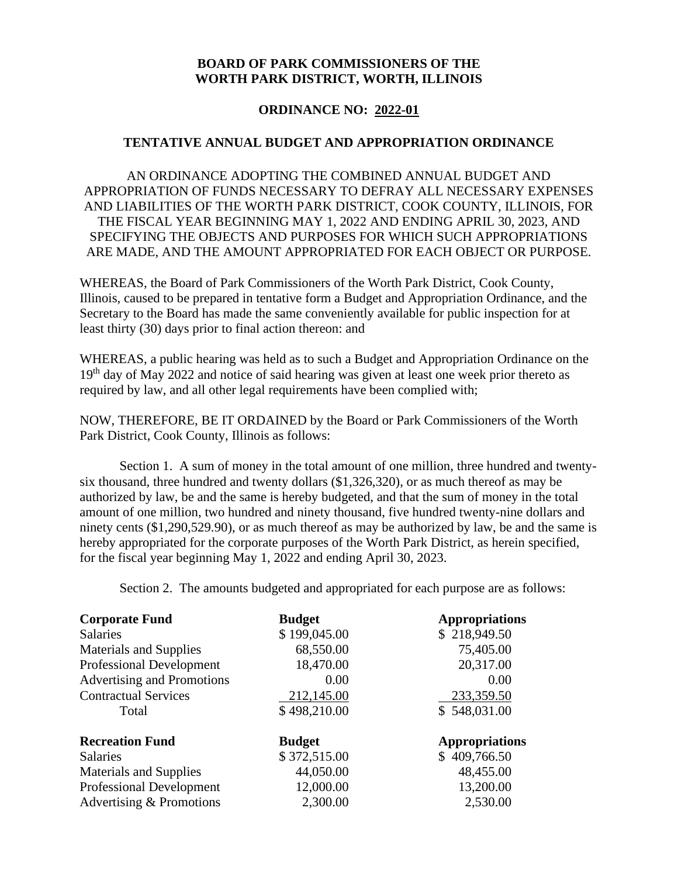**BOARD OF PARK COMMISSIONERS OF THE WORTH PARK DISTRICT, WORTH, ILLINOIS**

**ORDINANCE NO: 2022-01**

**TENTATIVE ANNUAL BUDGET AND APPROPRIATION ORDINANCE**

AN ORDINANCE ADOPTING THE COMBINED ANNUAL BUDGET AND APPROPRIATION OF FUNDS NECESSARY TO DEFRAY ALL NECESSARY EXPENSES AND LIABILITIES OF THE WORTH PARK DISTRICT, COOK COUNTY, ILLINOIS, FOR THE FISCAL YEAR BEGINNING MAY 1, 2022 AND ENDING APRIL 30, 2023, AND SPECIFYING THE OBJECTS AND PURPOSES FOR WHICH SUCH APPROPRIATIONS ARE MADE, AND THE AMOUNT APPROPRIATED FOR EACH OBJECT OR PURPOSE.

WHEREAS, the Board of Park Commissioners of the Worth Park District, Cook County, Illinois, caused to be prepared in tentative form a Budget and Appropriation Ordinance, and the Secretary to the Board has made the same conveniently available for public inspection for at least thirty (30) days prior to final action thereon: and

WHEREAS, a public hearing was held as to such a Budget and Appropriation Ordinance on the 19th day of May 2022 and notice of said hearing was given at least one week prior thereto as required by law, and all other legal requirements have been complied with;

NOW, THEREFORE, BE IT ORDAINED by the Board or Park Commissioners of the Worth Park District, Cook County, Illinois as follows:

Section 1. A sum of money in the total amount of one million, three hundred and twenty-six thousand, three hundred and twenty dollars ($1,326,320), or as much thereof as may be authorized by law, be and the same is hereby budgeted, and that the sum of money in the total amount of one million, two hundred and ninety thousand, five hundred twenty-nine dollars and ninety cents ($1,290,529.90), or as much thereof as may be authorized by law, be and the same is hereby appropriated for the corporate purposes of the Worth Park District, as herein specified, for the fiscal year beginning May 1, 2022 and ending April 30, 2023.

Section 2. The amounts budgeted and appropriated for each purpose are as follows:

| **Corporate Fund** | **Budget** | **Appropriations** |
|---|---|---|
| Salaries | $ 199,045.00 | $ 218,949.50 |
| Materials and Supplies | 68,550.00 | 75,405.00 |
| Professional Development | 18,470.00 | 20,317.00 |
| Advertising and Promotions | 0.00 | 0.00 |
| Contractual Services | 212,145.00 | 233,359.50 |
| Total | $ 498,210.00 | $ 548,031.00 |

| **Recreation Fund** | **Budget** | **Appropriations** |
|---|---|---|
| Salaries | $ 372,515.00 | $ 409,766.50 |
| Materials and Supplies | 44,050.00 | 48,455.00 |
| Professional Development | 12,000.00 | 13,200.00 |
| Advertising & Promotions | 2,300.00 | 2,530.00 |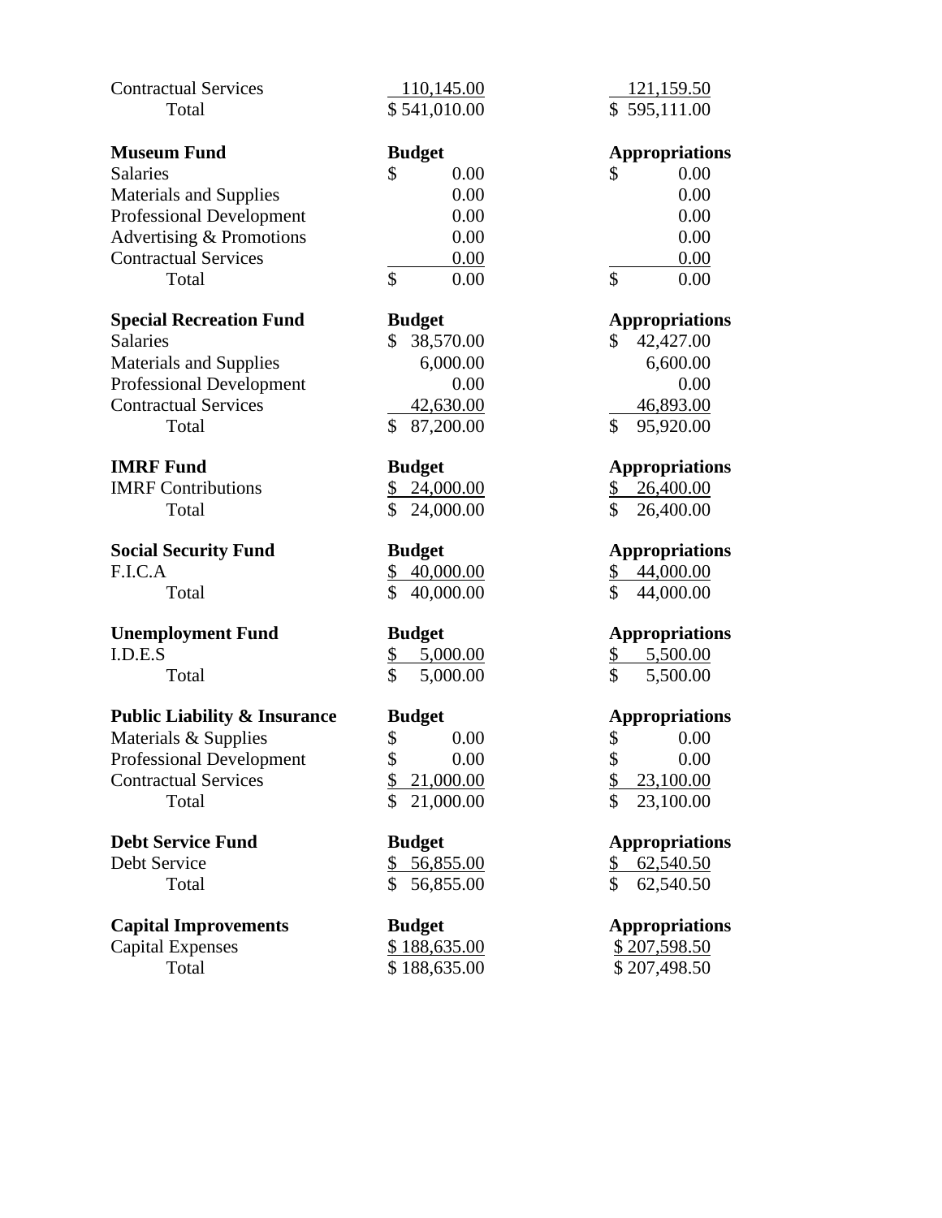| | | |
|---|---|---|
| Contractual Services | 110,145.00 | 121,159.50 |
| Total | $ 541,010.00 | $ 595,111.00 |

| **Museum Fund** | **Budget** | **Appropriations** |
|---|---|---|
| Salaries | $ 0.00 | $ 0.00 |
| Materials and Supplies | 0.00 | 0.00 |
| Professional Development | 0.00 | 0.00 |
| Advertising & Promotions | 0.00 | 0.00 |
| Contractual Services | 0.00 | 0.00 |
| Total | $ 0.00 | $ 0.00 |

| **Special Recreation Fund** | **Budget** | **Appropriations** |
|---|---|---|
| Salaries | $ 38,570.00 | $ 42,427.00 |
| Materials and Supplies | 6,000.00 | 6,600.00 |
| Professional Development | 0.00 | 0.00 |
| Contractual Services | 42,630.00 | 46,893.00 |
| Total | $ 87,200.00 | $ 95,920.00 |

| **IMRF Fund** | **Budget** | **Appropriations** |
|---|---|---|
| IMRF Contributions | $ 24,000.00 | $ 26,400.00 |
| Total | $ 24,000.00 | $ 26,400.00 |

| **Social Security Fund** | **Budget** | **Appropriations** |
|---|---|---|
| F.I.C.A | $ 40,000.00 | $ 44,000.00 |
| Total | $ 40,000.00 | $ 44,000.00 |

| **Unemployment Fund** | **Budget** | **Appropriations** |
|---|---|---|
| I.D.E.S | $ 5,000.00 | $ 5,500.00 |
| Total | $ 5,000.00 | $ 5,500.00 |

| **Public Liability & Insurance** | **Budget** | **Appropriations** |
|---|---|---|
| Materials & Supplies | $ 0.00 | $ 0.00 |
| Professional Development | $ 0.00 | $ 0.00 |
| Contractual Services | $ 21,000.00 | $ 23,100.00 |
| Total | $ 21,000.00 | $ 23,100.00 |

| **Debt Service Fund** | **Budget** | **Appropriations** |
|---|---|---|
| Debt Service | $ 56,855.00 | $ 62,540.50 |
| Total | $ 56,855.00 | $ 62,540.50 |

| **Capital Improvements** | **Budget** | **Appropriations** |
|---|---|---|
| Capital Expenses | $ 188,635.00 | $ 207,598.50 |
| Total | $ 188,635.00 | $ 207,498.50 |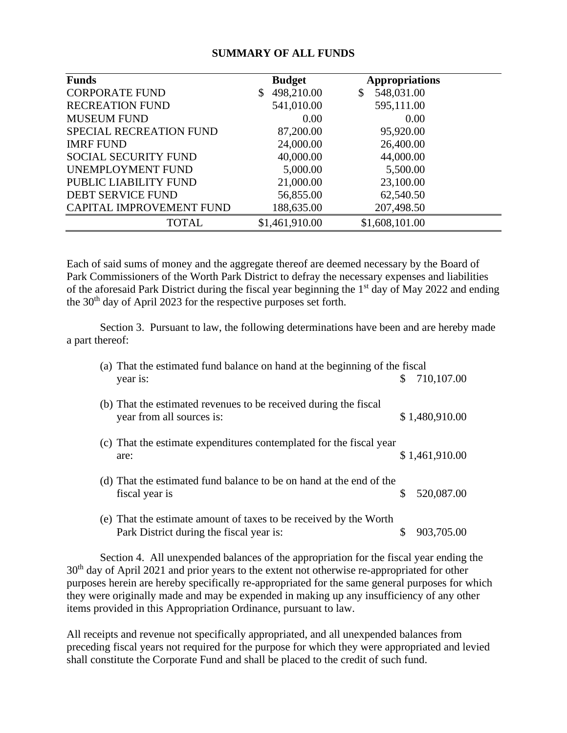## SUMMARY OF ALL FUNDS

| Funds | Budget | Appropriations |
|---|---|---|
| CORPORATE FUND | $ 498,210.00 | $ 548,031.00 |
| RECREATION FUND | 541,010.00 | 595,111.00 |
| MUSEUM FUND | 0.00 | 0.00 |
| SPECIAL RECREATION FUND | 87,200.00 | 95,920.00 |
| IMRF FUND | 24,000.00 | 26,400.00 |
| SOCIAL SECURITY FUND | 40,000.00 | 44,000.00 |
| UNEMPLOYMENT FUND | 5,000.00 | 5,500.00 |
| PUBLIC LIABILITY FUND | 21,000.00 | 23,100.00 |
| DEBT SERVICE FUND | 56,855.00 | 62,540.50 |
| CAPITAL IMPROVEMENT FUND | 188,635.00 | 207,498.50 |
| TOTAL | $1,461,910.00 | $1,608,101.00 |

Each of said sums of money and the aggregate thereof are deemed necessary by the Board of Park Commissioners of the Worth Park District to defray the necessary expenses and liabilities of the aforesaid Park District during the fiscal year beginning the 1st day of May 2022 and ending the 30th day of April 2023 for the respective purposes set forth.

Section 3. Pursuant to law, the following determinations have been and are hereby made a part thereof:

(a) That the estimated fund balance on hand at the beginning of the fiscal year is: $ 710,107.00

(b) That the estimated revenues to be received during the fiscal year from all sources is: $ 1,480,910.00

(c) That the estimate expenditures contemplated for the fiscal year are: $ 1,461,910.00

(d) That the estimated fund balance to be on hand at the end of the fiscal year is $ 520,087.00

(e) That the estimate amount of taxes to be received by the Worth Park District during the fiscal year is: $ 903,705.00

Section 4. All unexpended balances of the appropriation for the fiscal year ending the 30th day of April 2021 and prior years to the extent not otherwise re-appropriated for other purposes herein are hereby specifically re-appropriated for the same general purposes for which they were originally made and may be expended in making up any insufficiency of any other items provided in this Appropriation Ordinance, pursuant to law.

All receipts and revenue not specifically appropriated, and all unexpended balances from preceding fiscal years not required for the purpose for which they were appropriated and levied shall constitute the Corporate Fund and shall be placed to the credit of such fund.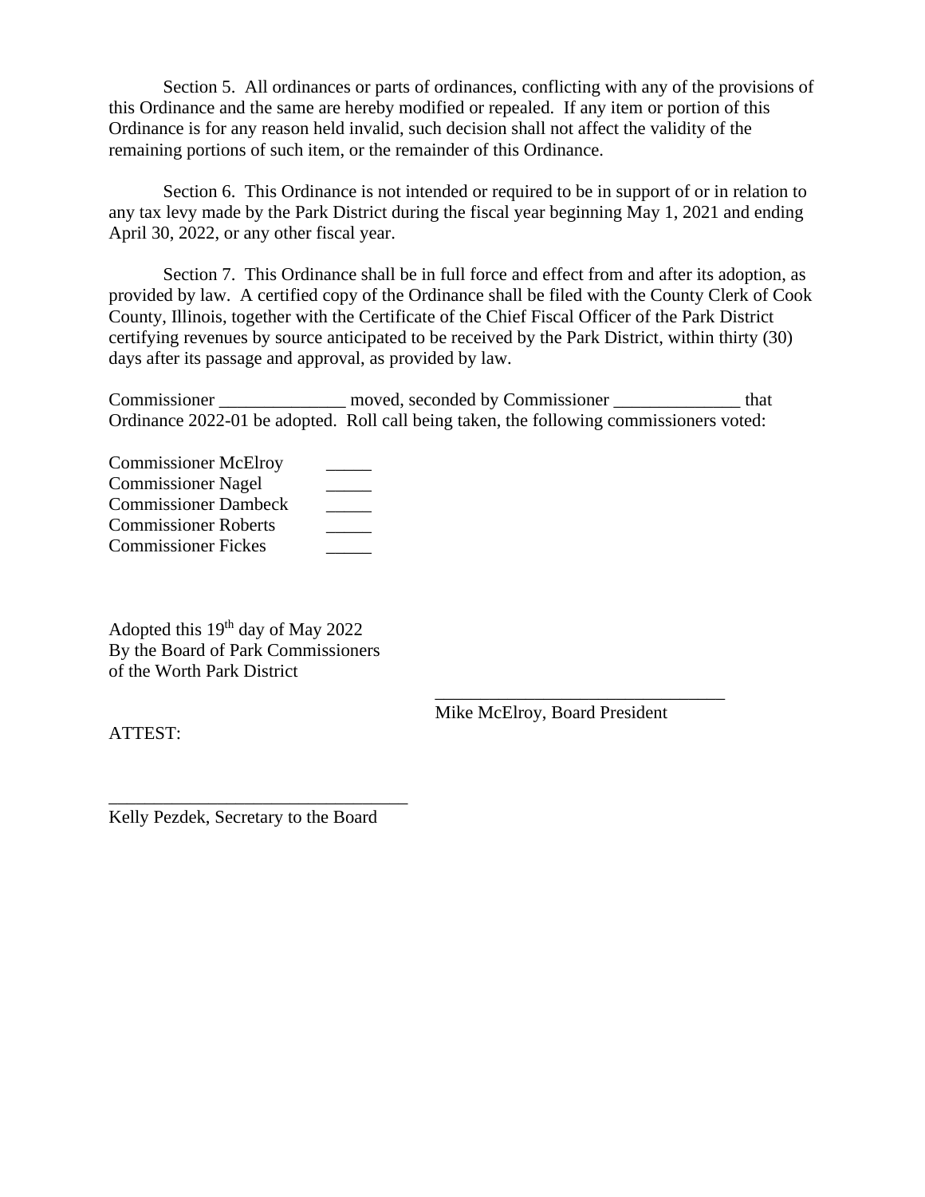Section 5. All ordinances or parts of ordinances, conflicting with any of the provisions of this Ordinance and the same are hereby modified or repealed. If any item or portion of this Ordinance is for any reason held invalid, such decision shall not affect the validity of the remaining portions of such item, or the remainder of this Ordinance.

Section 6. This Ordinance is not intended or required to be in support of or in relation to any tax levy made by the Park District during the fiscal year beginning May 1, 2021 and ending April 30, 2022, or any other fiscal year.

Section 7. This Ordinance shall be in full force and effect from and after its adoption, as provided by law. A certified copy of the Ordinance shall be filed with the County Clerk of Cook County, Illinois, together with the Certificate of the Chief Fiscal Officer of the Park District certifying revenues by source anticipated to be received by the Park District, within thirty (30) days after its passage and approval, as provided by law.

Commissioner ______________ moved, seconded by Commissioner ______________ that Ordinance 2022-01 be adopted. Roll call being taken, the following commissioners voted:

Commissioner McElroy _____
Commissioner Nagel _____
Commissioner Dambeck _____
Commissioner Roberts _____
Commissioner Fickes _____

Adopted this 19th day of May 2022
By the Board of Park Commissioners
of the Worth Park District

_________________________________
Mike McElroy, Board President

ATTEST:

_________________________________
Kelly Pezdek, Secretary to the Board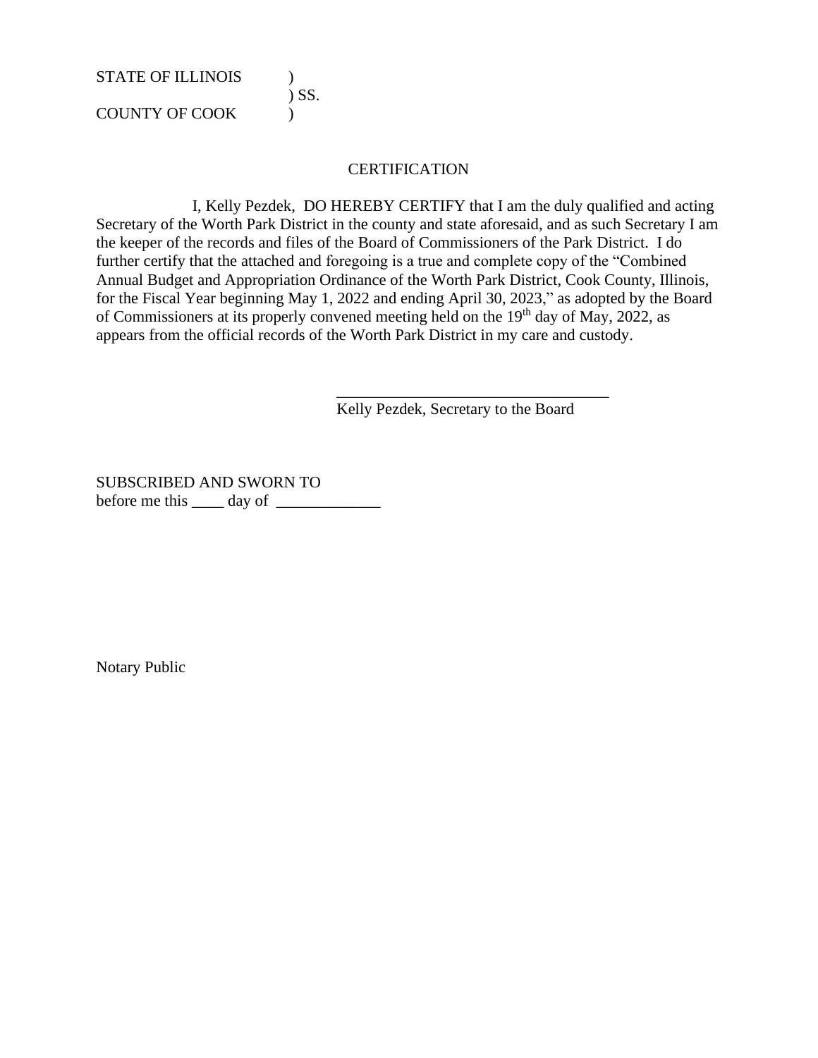STATE OF ILLINOIS )
) SS.
COUNTY OF COOK )

CERTIFICATION

I, Kelly Pezdek, DO HEREBY CERTIFY that I am the duly qualified and acting Secretary of the Worth Park District in the county and state aforesaid, and as such Secretary I am the keeper of the records and files of the Board of Commissioners of the Park District. I do further certify that the attached and foregoing is a true and complete copy of the "Combined Annual Budget and Appropriation Ordinance of the Worth Park District, Cook County, Illinois, for the Fiscal Year beginning May 1, 2022 and ending April 30, 2023," as adopted by the Board of Commissioners at its properly convened meeting held on the 19th day of May, 2022, as appears from the official records of the Worth Park District in my care and custody.

\_\_\_\_\_\_\_\_\_\_\_\_\_\_\_\_\_\_\_\_\_\_\_\_\_\_\_\_\_\_\_\_\_\_
Kelly Pezdek, Secretary to the Board

SUBSCRIBED AND SWORN TO
before me this \_\_\_\_ day of \_\_\_\_\_\_\_\_\_\_\_\_\_

Notary Public